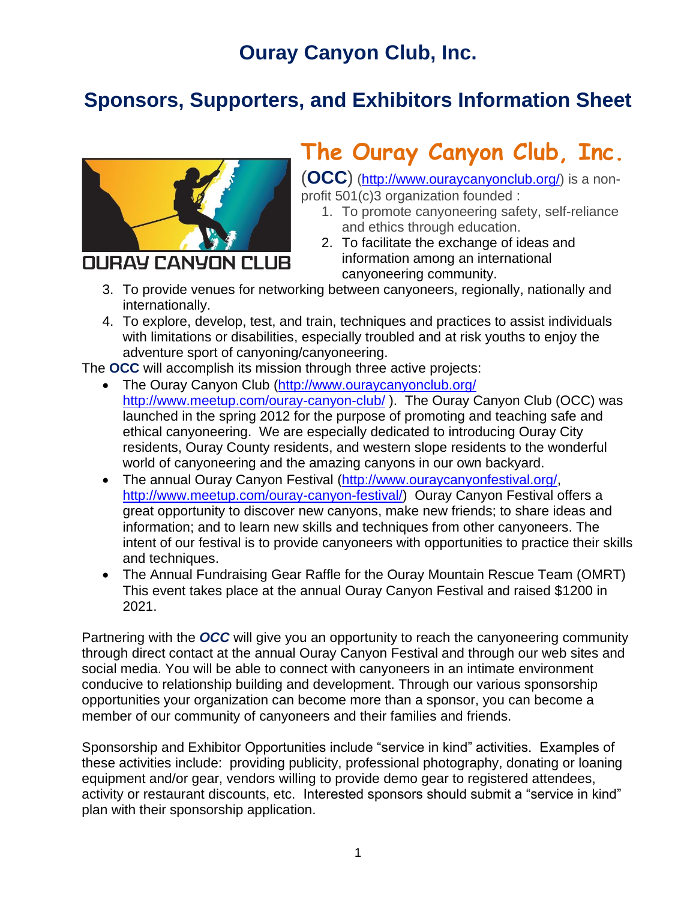# Ouray Canyon Club, Inc.

## Sponsors, Supporters, and Exhibitors Information Sheet

OURAY CANYON CLUB

## The Ouray Canyon Club, Inc.

(**OCC**) (http://www.ouraycanyonclub.org/) is a non-profit 501(c)3 organization founded :

1. To promote canyoneering safety, self-reliance and ethics through education.
2. To facilitate the exchange of ideas and information among an international canyoneering community.
3. To provide venues for networking between canyoneers, regionally, nationally and internationally.
4. To explore, develop, test, and train, techniques and practices to assist individuals with limitations or disabilities, especially troubled and at risk youths to enjoy the adventure sport of canyoning/canyoneering.

The **OCC** will accomplish its mission through three active projects:

- The Ouray Canyon Club (http://www.ouraycanyonclub.org/ http://www.meetup.com/ouray-canyon-club/ ). The Ouray Canyon Club (OCC) was launched in the spring 2012 for the purpose of promoting and teaching safe and ethical canyoneering. We are especially dedicated to introducing Ouray City residents, Ouray County residents, and western slope residents to the wonderful world of canyoneering and the amazing canyons in our own backyard.
- The annual Ouray Canyon Festival (http://www.ouraycanyonfestival.org/, http://www.meetup.com/ouray-canyon-festival/) Ouray Canyon Festival offers a great opportunity to discover new canyons, make new friends; to share ideas and information; and to learn new skills and techniques from other canyoneers. The intent of our festival is to provide canyoneers with opportunities to practice their skills and techniques.
- The Annual Fundraising Gear Raffle for the Ouray Mountain Rescue Team (OMRT) This event takes place at the annual Ouray Canyon Festival and raised $1200 in 2021.

Partnering with the ***OCC*** will give you an opportunity to reach the canyoneering community through direct contact at the annual Ouray Canyon Festival and through our web sites and social media. You will be able to connect with canyoneers in an intimate environment conducive to relationship building and development. Through our various sponsorship opportunities your organization can become more than a sponsor, you can become a member of our community of canyoneers and their families and friends.

Sponsorship and Exhibitor Opportunities include "service in kind" activities. Examples of these activities include: providing publicity, professional photography, donating or loaning equipment and/or gear, vendors willing to provide demo gear to registered attendees, activity or restaurant discounts, etc. Interested sponsors should submit a "service in kind" plan with their sponsorship application.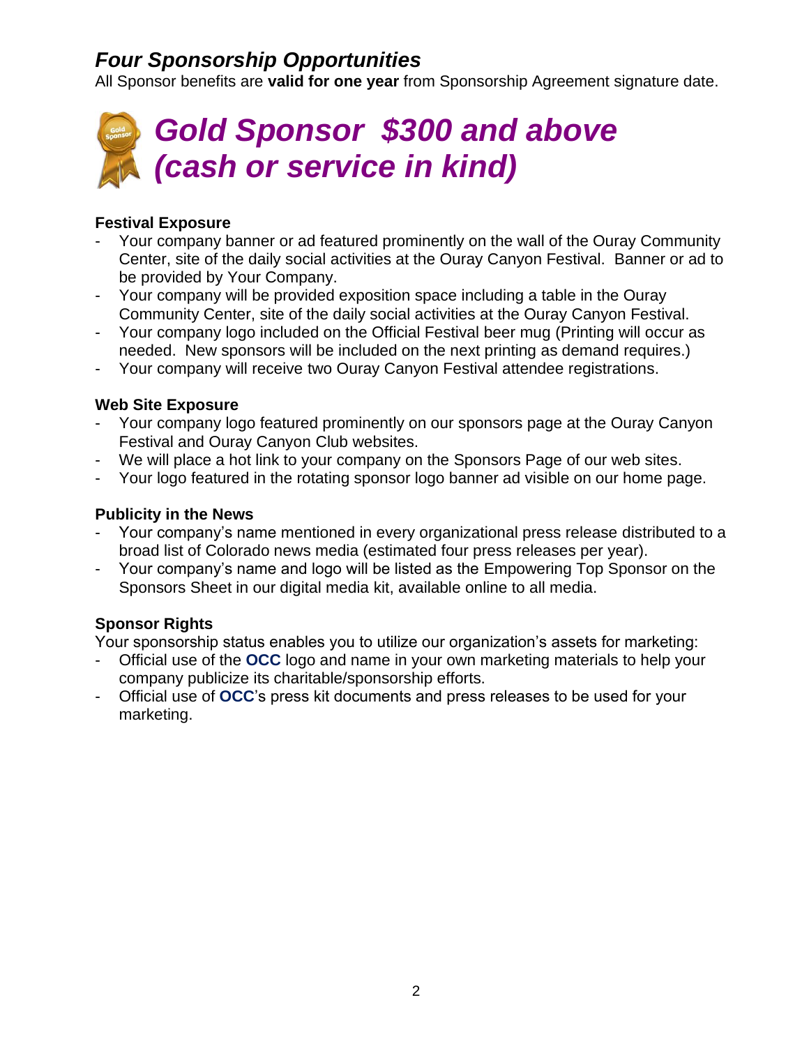## *Four Sponsorship Opportunities*

All Sponsor benefits are **valid for one year** from Sponsorship Agreement signature date.

# *Gold Sponsor $300 and above (cash or service in kind)*

**Festival Exposure**

- Your company banner or ad featured prominently on the wall of the Ouray Community Center, site of the daily social activities at the Ouray Canyon Festival. Banner or ad to be provided by Your Company.
- Your company will be provided exposition space including a table in the Ouray Community Center, site of the daily social activities at the Ouray Canyon Festival.
- Your company logo included on the Official Festival beer mug (Printing will occur as needed. New sponsors will be included on the next printing as demand requires.)
- Your company will receive two Ouray Canyon Festival attendee registrations.

**Web Site Exposure**

- Your company logo featured prominently on our sponsors page at the Ouray Canyon Festival and Ouray Canyon Club websites.
- We will place a hot link to your company on the Sponsors Page of our web sites.
- Your logo featured in the rotating sponsor logo banner ad visible on our home page.

**Publicity in the News**

- Your company's name mentioned in every organizational press release distributed to a broad list of Colorado news media (estimated four press releases per year).
- Your company's name and logo will be listed as the Empowering Top Sponsor on the Sponsors Sheet in our digital media kit, available online to all media.

**Sponsor Rights**

Your sponsorship status enables you to utilize our organization's assets for marketing:

- Official use of the **OCC** logo and name in your own marketing materials to help your company publicize its charitable/sponsorship efforts.
- Official use of **OCC**'s press kit documents and press releases to be used for your marketing.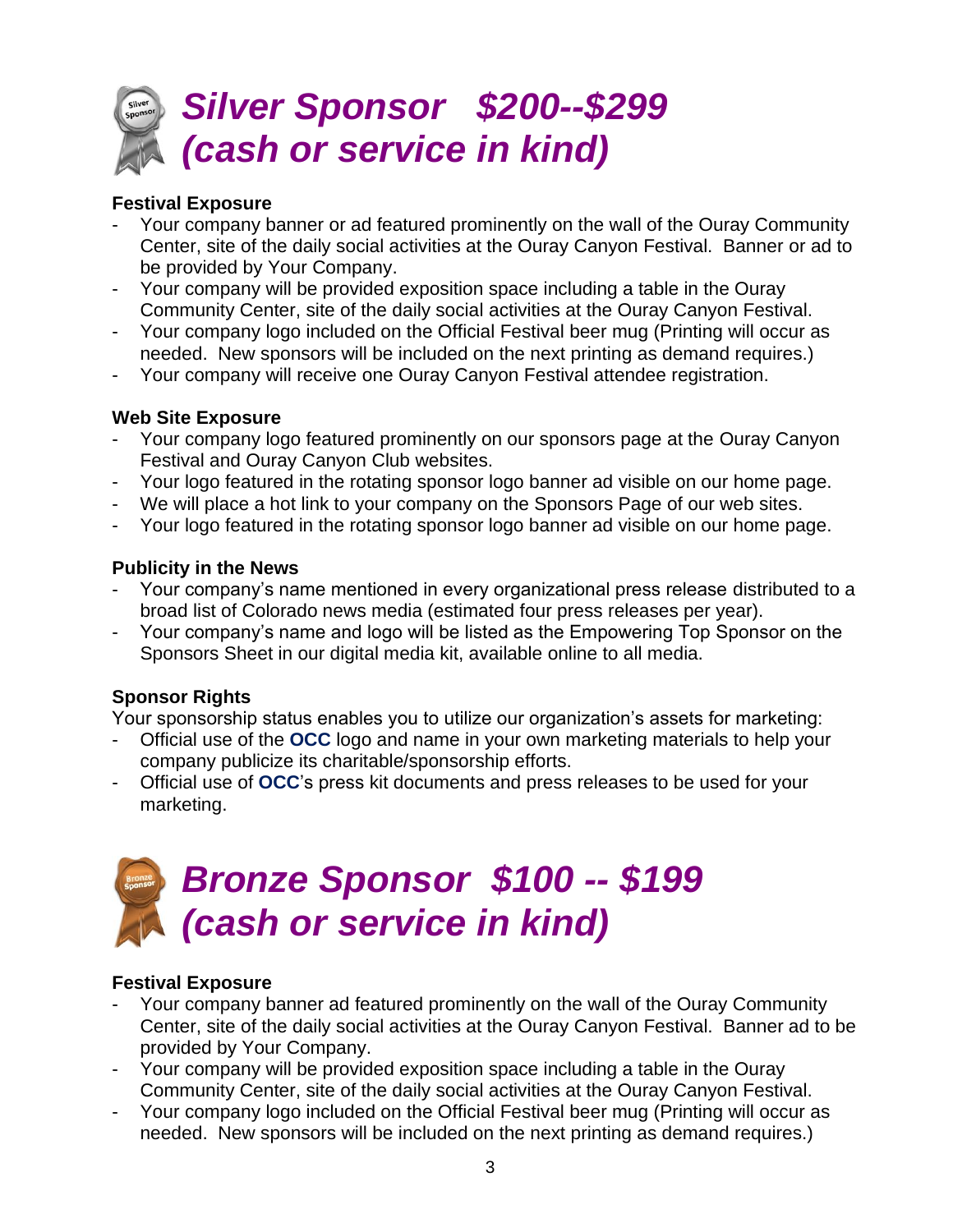# *Silver Sponsor   $200--$299 (cash or service in kind)*

**Festival Exposure**

- Your company banner or ad featured prominently on the wall of the Ouray Community Center, site of the daily social activities at the Ouray Canyon Festival.  Banner or ad to be provided by Your Company.
- Your company will be provided exposition space including a table in the Ouray Community Center, site of the daily social activities at the Ouray Canyon Festival.
- Your company logo included on the Official Festival beer mug (Printing will occur as needed.  New sponsors will be included on the next printing as demand requires.)
- Your company will receive one Ouray Canyon Festival attendee registration.

**Web Site Exposure**

- Your company logo featured prominently on our sponsors page at the Ouray Canyon Festival and Ouray Canyon Club websites.
- Your logo featured in the rotating sponsor logo banner ad visible on our home page.
- We will place a hot link to your company on the Sponsors Page of our web sites.
- Your logo featured in the rotating sponsor logo banner ad visible on our home page.

**Publicity in the News**

- Your company's name mentioned in every organizational press release distributed to a broad list of Colorado news media (estimated four press releases per year).
- Your company's name and logo will be listed as the Empowering Top Sponsor on the Sponsors Sheet in our digital media kit, available online to all media.

**Sponsor Rights**

Your sponsorship status enables you to utilize our organization's assets for marketing:

- Official use of the **OCC** logo and name in your own marketing materials to help your company publicize its charitable/sponsorship efforts.
- Official use of **OCC**'s press kit documents and press releases to be used for your marketing.

# *Bronze Sponsor  $100 -- $199 (cash or service in kind)*

**Festival Exposure**

- Your company banner ad featured prominently on the wall of the Ouray Community Center, site of the daily social activities at the Ouray Canyon Festival.  Banner ad to be provided by Your Company.
- Your company will be provided exposition space including a table in the Ouray Community Center, site of the daily social activities at the Ouray Canyon Festival.
- Your company logo included on the Official Festival beer mug (Printing will occur as needed.  New sponsors will be included on the next printing as demand requires.)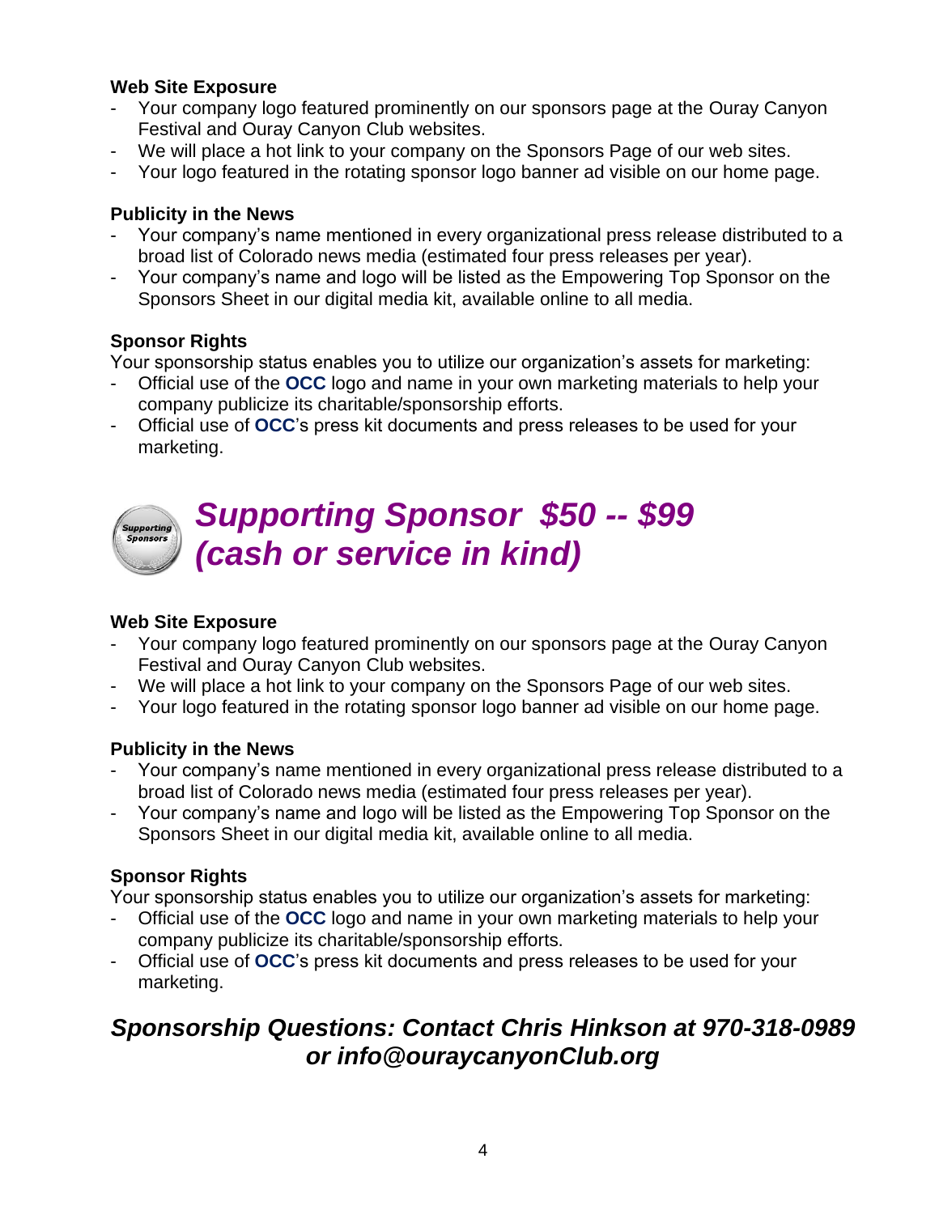### Web Site Exposure

- Your company logo featured prominently on our sponsors page at the Ouray Canyon Festival and Ouray Canyon Club websites.
- We will place a hot link to your company on the Sponsors Page of our web sites.
- Your logo featured in the rotating sponsor logo banner ad visible on our home page.

### Publicity in the News

- Your company's name mentioned in every organizational press release distributed to a broad list of Colorado news media (estimated four press releases per year).
- Your company's name and logo will be listed as the Empowering Top Sponsor on the Sponsors Sheet in our digital media kit, available online to all media.

### Sponsor Rights

Your sponsorship status enables you to utilize our organization's assets for marketing:

- Official use of the **OCC** logo and name in your own marketing materials to help your company publicize its charitable/sponsorship efforts.
- Official use of **OCC**'s press kit documents and press releases to be used for your marketing.

## *Supporting Sponsor $50 -- $99 (cash or service in kind)*

### Web Site Exposure

- Your company logo featured prominently on our sponsors page at the Ouray Canyon Festival and Ouray Canyon Club websites.
- We will place a hot link to your company on the Sponsors Page of our web sites.
- Your logo featured in the rotating sponsor logo banner ad visible on our home page.

### Publicity in the News

- Your company's name mentioned in every organizational press release distributed to a broad list of Colorado news media (estimated four press releases per year).
- Your company's name and logo will be listed as the Empowering Top Sponsor on the Sponsors Sheet in our digital media kit, available online to all media.

### Sponsor Rights

Your sponsorship status enables you to utilize our organization's assets for marketing:

- Official use of the **OCC** logo and name in your own marketing materials to help your company publicize its charitable/sponsorship efforts.
- Official use of **OCC**'s press kit documents and press releases to be used for your marketing.

## *Sponsorship Questions: Contact Chris Hinkson at 970-318-0989 or info@ouraycanyonClub.org*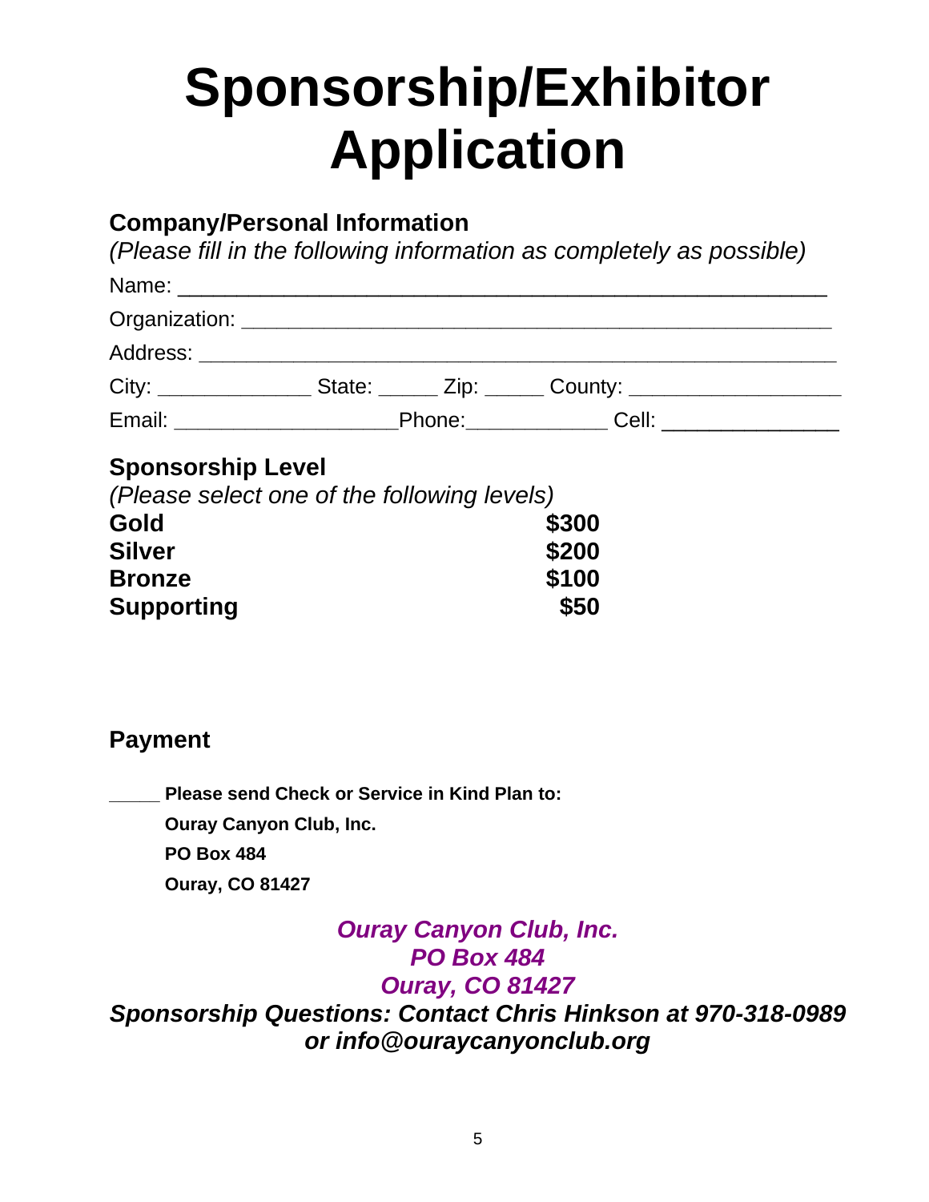# Sponsorship/Exhibitor Application

## Company/Personal Information

*(Please fill in the following information as completely as possible)*

Name: ______________________________________________

Organization: ______________________________________________

Address: ______________________________________________

City: _____________ State: _____ Zip: _____ County: _________________

Email: ___________________ Phone: ____________ Cell: ______________

## Sponsorship Level

*(Please select one of the following levels)*

| | |
|---|---|
| **Gold** | **$300** |
| **Silver** | **$200** |
| **Bronze** | **$100** |
| **Supporting** | **$50** |

## Payment

_____ **Please send Check or Service in Kind Plan to:**

**Ouray Canyon Club, Inc.**
**PO Box 484**
**Ouray, CO 81427**

***Ouray Canyon Club, Inc.***
***PO Box 484***
***Ouray, CO 81427***

***Sponsorship Questions: Contact Chris Hinkson at 970-318-0989 or info@ouraycanyonclub.org***